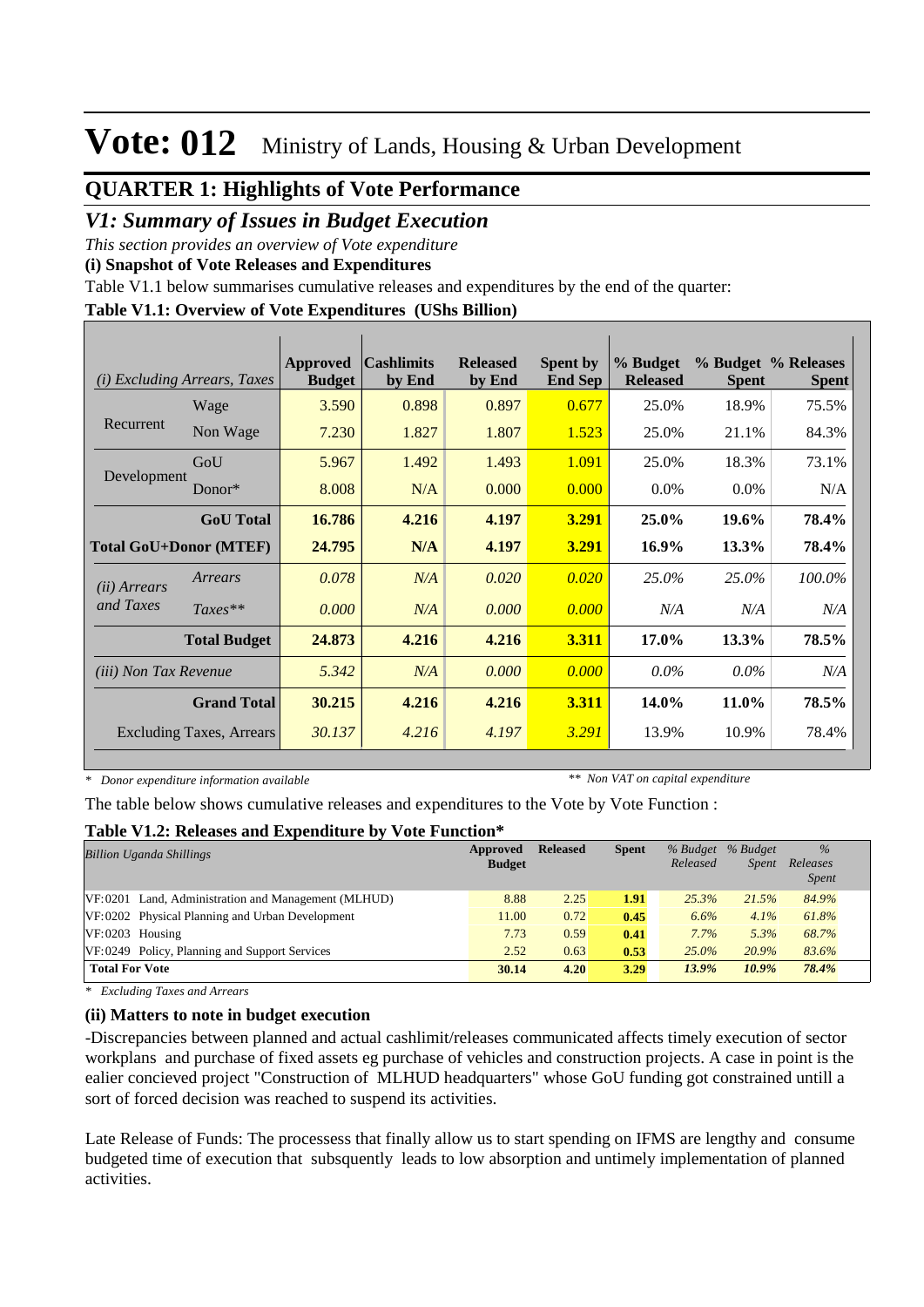# Vote: 012 Ministry of Lands, Housing & Urban Development

## QUARTER 1: Highlights of Vote Performance

### *V1: Summary of Issues in Budget Execution*

*This section provides an overview of Vote expenditure*

**(i) Snapshot of Vote Releases and Expenditures**

Table V1.1 below summarises cumulative releases and expenditures by the end of the quarter:

**Table V1.1: Overview of Vote Expenditures (UShs Billion)**

| *(i) Excluding Arrears, Taxes* | | Approved Budget | Cashlimits by End | Released by End | Spent by End Sep | % Budget Released | % Budget Spent | % Releases Spent |
|---|---|---|---|---|---|---|---|---|
| Recurrent | Wage | 3.590 | 0.898 | 0.897 | 0.677 | 25.0% | 18.9% | 75.5% |
| | Non Wage | 7.230 | 1.827 | 1.807 | 1.523 | 25.0% | 21.1% | 84.3% |
| Development | GoU | 5.967 | 1.492 | 1.493 | 1.091 | 25.0% | 18.3% | 73.1% |
| | Donor* | 8.008 | N/A | 0.000 | 0.000 | 0.0% | 0.0% | N/A |
| | **GoU Total** | **16.786** | **4.216** | **4.197** | **3.291** | **25.0%** | **19.6%** | **78.4%** |
| **Total GoU+Donor (MTEF)** | | **24.795** | **N/A** | **4.197** | **3.291** | **16.9%** | **13.3%** | **78.4%** |
| *(ii) Arrears and Taxes* | *Arrears* | *0.078* | *N/A* | *0.020* | *0.020* | *25.0%* | *25.0%* | *100.0%* |
| | *Taxes*** | *0.000* | *N/A* | *0.000* | *0.000* | *N/A* | *N/A* | *N/A* |
| | **Total Budget** | **24.873** | **4.216** | **4.216** | **3.311** | **17.0%** | **13.3%** | **78.5%** |
| *(iii) Non Tax Revenue* | | *5.342* | *N/A* | *0.000* | *0.000* | *0.0%* | *0.0%* | *N/A* |
| | **Grand Total** | **30.215** | **4.216** | **4.216** | **3.311** | **14.0%** | **11.0%** | **78.5%** |
| Excluding Taxes, Arrears | | *30.137* | *4.216* | *4.197* | *3.291* | 13.9% | 10.9% | 78.4% |

*\* Donor expenditure information available* *\*\* Non VAT on capital expenditure*

The table below shows cumulative releases and expenditures to the Vote by Vote Function :

**Table V1.2: Releases and Expenditure by Vote Function***

| *Billion Uganda Shillings* | Approved Budget | Released | Spent | *% Budget Released* | *% Budget Spent* | *% Releases Spent* |
|---|---|---|---|---|---|---|
| VF:0201 Land, Administration and Management (MLHUD) | 8.88 | 2.25 | **1.91** | *25.3%* | *21.5%* | *84.9%* |
| VF:0202 Physical Planning and Urban Development | 11.00 | 0.72 | **0.45** | *6.6%* | *4.1%* | *61.8%* |
| VF:0203 Housing | 7.73 | 0.59 | **0.41** | *7.7%* | *5.3%* | *68.7%* |
| VF:0249 Policy, Planning and Support Services | 2.52 | 0.63 | **0.53** | *25.0%* | *20.9%* | *83.6%* |
| **Total For Vote** | **30.14** | **4.20** | **3.29** | ***13.9%*** | ***10.9%*** | ***78.4%*** |

*\* Excluding Taxes and Arrears*

**(ii) Matters to note in budget execution**

-Discrepancies between planned and actual cashlimit/releases communicated affects timely execution of sector workplans and purchase of fixed assets eg purchase of vehicles and construction projects. A case in point is the ealier concieved project "Construction of MLHUD headquarters" whose GoU funding got constrained untill a sort of forced decision was reached to suspend its activities.

Late Release of Funds: The processess that finally allow us to start spending on IFMS are lengthy and consume budgeted time of execution that subsquently leads to low absorption and untimely implementation of planned activities.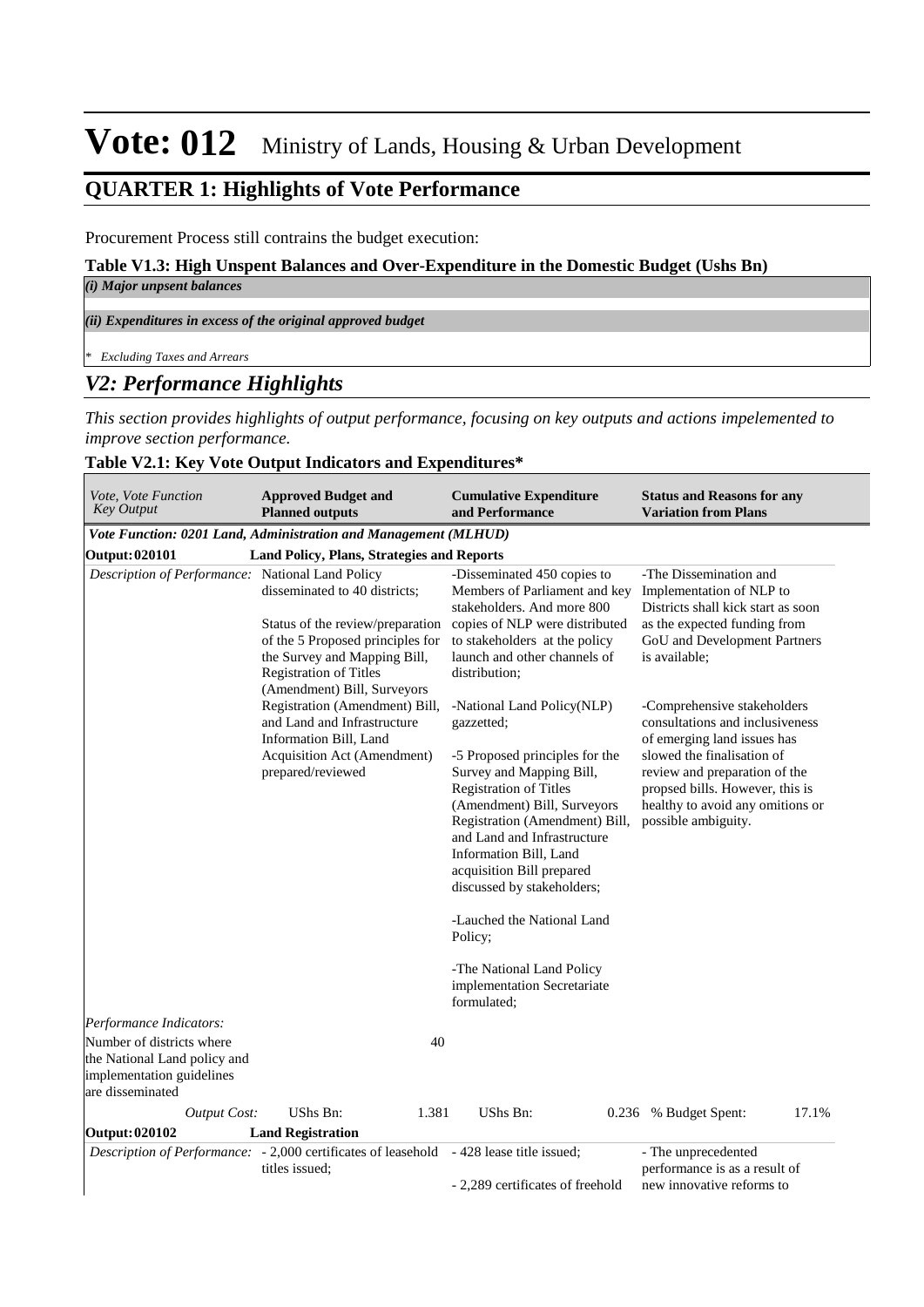# Vote: 012 Ministry of Lands, Housing & Urban Development

## QUARTER 1: Highlights of Vote Performance

Procurement Process still contrains the budget execution:

**Table V1.3: High Unspent Balances and Over-Expenditure in the Domestic Budget (Ushs Bn)**

| |
|---|
| ***(i) Major unpsent balances*** |
| ***(ii) Expenditures in excess of the original approved budget*** |
| *\* Excluding Taxes and Arrears* |

## *V2: Performance Highlights*

*This section provides highlights of output performance, focusing on key outputs and actions impelemented to improve section performance.*

**Table V2.1: Key Vote Output Indicators and Expenditures\***

| *Vote, Vote Function Key Output* | **Approved Budget and Planned outputs** | **Cumulative Expenditure and Performance** | **Status and Reasons for any Variation from Plans** |
|---|---|---|---|
| ***Vote Function: 0201 Land, Administration and Management (MLHUD)*** | | | |
| **Output: 020101** | **Land Policy, Plans, Strategies and Reports** | | |
| *Description of Performance:* | National Land Policy disseminated to 40 districts;<br><br>Status of the review/preparation of the 5 Proposed principles for the Survey and Mapping Bill, Registration of Titles (Amendment) Bill, Surveyors Registration (Amendment) Bill, and Land and Infrastructure Information Bill, Land Acquisition Act (Amendment) prepared/reviewed | -Disseminated 450 copies to Members of Parliament and key stakeholders. And more 800 copies of NLP were distributed to stakeholders at the policy launch and other channels of distribution;<br><br>-National Land Policy(NLP) gazzetted;<br><br>-5 Proposed principles for the Survey and Mapping Bill, Registration of Titles (Amendment) Bill, Surveyors Registration (Amendment) Bill, and Land and Infrastructure Information Bill, Land acquisition Bill prepared discussed by stakeholders;<br><br>-Lauched the National Land Policy;<br><br>-The National Land Policy implementation Secretariate formulated; | -The Dissemination and Implementation of NLP to Districts shall kick start as soon as the expected funding from GoU and Development Partners is available;<br><br>-Comprehensive stakeholders consultations and inclusiveness of emerging land issues has slowed the finalisation of review and preparation of the propsed bills. However, this is healthy to avoid any omitions or possible ambiguity. |
| *Performance Indicators:* | | | |
| Number of districts where the National Land policy and implementation guidelines are disseminated | 40 | | |
| *Output Cost:* | UShs Bn: 1.381 | UShs Bn: 0.236 | % Budget Spent: 17.1% |
| **Output: 020102** | **Land Registration** | | |
| *Description of Performance:* | - 2,000 certificates of leasehold titles issued; | - 428 lease title issued;<br><br>- 2,289 certificates of freehold | - The unprecedented performance is as a result of new innovative reforms to |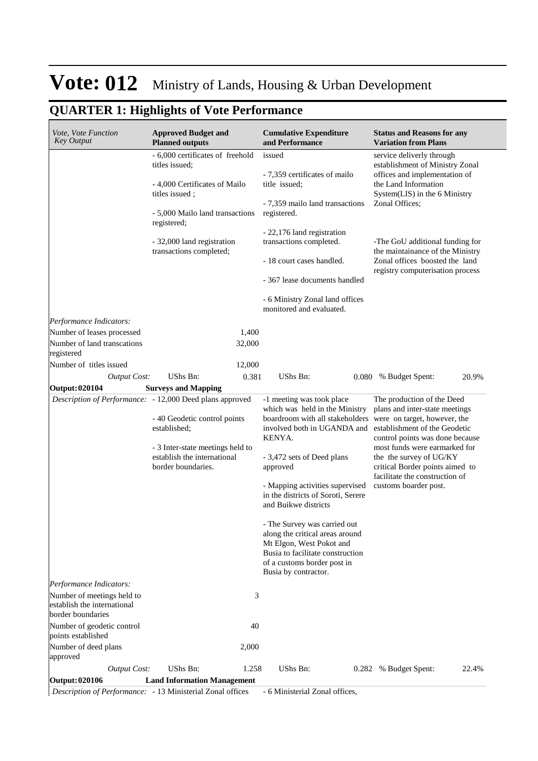# Vote: 012 Ministry of Lands, Housing & Urban Development

## QUARTER 1: Highlights of Vote Performance

| *Vote, Vote Function Key Output* | **Approved Budget and Planned outputs** | | **Cumulative Expenditure and Performance** | | **Status and Reasons for any Variation from Plans** | |
|---|---|---|---|---|---|---|
| | - 6,000 certificates of freehold titles issued;<br><br>- 4,000 Certificates of Mailo titles issued ;<br><br>- 5,000 Mailo land transactions registered;<br><br>- 32,000 land registration transactions completed; | | issued<br><br>- 7,359 certificates of mailo title issued;<br><br>- 7,359 mailo land transactions registered.<br><br>- 22,176 land registration transactions completed.<br><br>- 18 court cases handled.<br><br>- 367 lease documents handled<br><br>- 6 Ministry Zonal land offices monitored and evaluated. | | service deliverly through establishment of Ministry Zonal offices and implementation of the Land Information System(LIS) in the 6 Ministry Zonal Offices;<br><br>-The GoU additional funding for the maintainance of the Ministry Zonal offices boosted the land registry computerisation process | |
| *Performance Indicators:* | | | | | | |
| Number of leases processed | | 1,400 | | | | |
| Number of land transcations registered | | 32,000 | | | | |
| Number of titles issued | | 12,000 | | | | |
| *Output Cost:* | UShs Bn: | 0.381 | UShs Bn: | 0.080 | % Budget Spent: | 20.9% |
| **Output: 020104** | **Surveys and Mapping** | | | | | |
| *Description of Performance:* | - 12,000 Deed plans approved<br><br>- 40 Geodetic control points established;<br><br>- 3 Inter-state meetings held to establish the international border boundaries. | | -1 meeting was took place which was held in the Ministry boardroom with all stakeholders involved both in UGANDA and KENYA.<br><br>- 3,472 sets of Deed plans approved<br><br>- Mapping activities supervised in the districts of Soroti, Serere and Buikwe districts<br><br>- The Survey was carried out along the critical areas around Mt Elgon, West Pokot and Busia to facilitate construction of a customs border post in Busia by contractor. | | The production of the Deed plans and inter-state meetings were on target, however, the establishment of the Geodetic control points was done because most funds were earmarked for the the survey of UG/KY critical Border points aimed to facilitate the construction of customs boarder post. | |
| *Performance Indicators:* | | | | | | |
| Number of meetings held to establish the international border boundaries | | 3 | | | | |
| Number of geodetic control points established | | 40 | | | | |
| Number of deed plans approved | | 2,000 | | | | |
| *Output Cost:* | UShs Bn: | 1.258 | UShs Bn: | 0.282 | % Budget Spent: | 22.4% |
| **Output: 020106** | **Land Information Management** | | | | | |
| *Description of Performance:* | - 13 Ministerial Zonal offices | | - 6 Ministerial Zonal offices, | | | |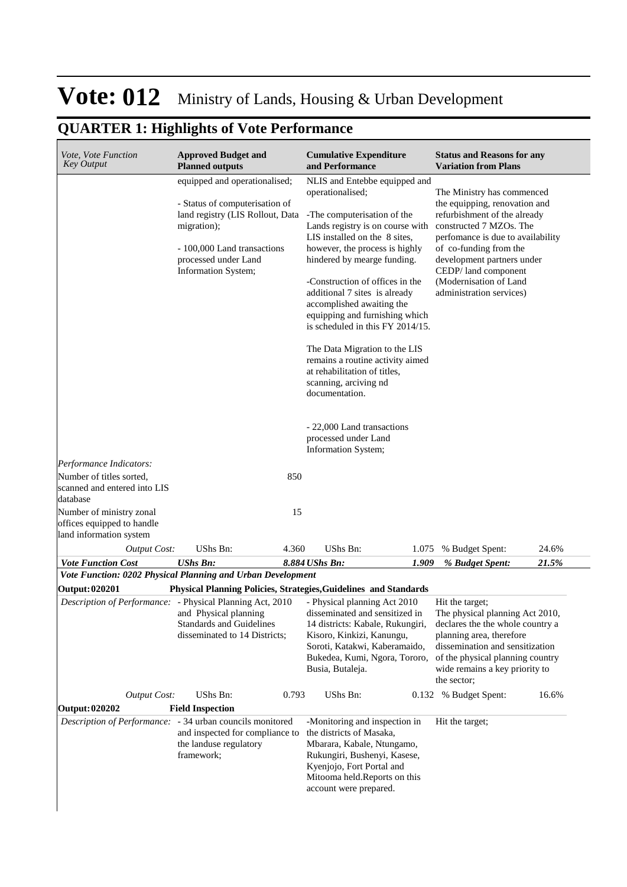# Vote: 012 Ministry of Lands, Housing & Urban Development

## QUARTER 1: Highlights of Vote Performance

| *Vote, Vote Function Key Output* | **Approved Budget and Planned outputs** | | **Cumulative Expenditure and Performance** | | **Status and Reasons for any Variation from Plans** | |
|---|---|---|---|---|---|---|
| | equipped and operationalised;<br><br>- Status of computerisation of land registry (LIS Rollout, Data migration);<br><br>- 100,000 Land transactions processed under Land Information System; | | NLIS and Entebbe equipped and operationalised;<br><br>-The computerisation of the Lands registry is on course with LIS installed on the 8 sites, however, the process is highly hindered by mearge funding.<br><br>-Construction of offices in the additional 7 sites is already accomplished awaiting the equipping and furnishing which is scheduled in this FY 2014/15.<br><br>The Data Migration to the LIS remains a routine activity aimed at rehabilitation of titles, scanning, arciving nd documentation.<br><br>- 22,000 Land transactions processed under Land Information System; | | The Ministry has commenced the equipping, renovation and refurbishment of the already constructed 7 MZOs. The perfomance is due to availability of co-funding from the development partners under CEDP/ land component (Modernisation of Land administration services) | |
| *Performance Indicators:* | | | | | | |
| Number of titles sorted, scanned and entered into LIS database | | 850 | | | | |
| Number of ministry zonal offices equipped to handle land information system | | 15 | | | | |
| *Output Cost:* | UShs Bn: | 4.360 | UShs Bn: | 1.075 | % Budget Spent: | 24.6% |
| ***Vote Function Cost*** | ***UShs Bn:*** | ***8.884*** | ***UShs Bn:*** | ***1.909*** | ***% Budget Spent:*** | ***21.5%*** |
| ***Vote Function: 0202 Physical Planning and Urban Development*** | | | | | | |
| **Output: 020201** | **Physical Planning Policies, Strategies,Guidelines and Standards** | | | | | |
| *Description of Performance:* | - Physical Planning Act, 2010 and Physical planning Standards and Guidelines disseminated to 14 Districts; | | - Physical planning Act 2010 disseminated and sensitized in 14 districts: Kabale, Rukungiri, Kisoro, Kinkizi, Kanungu, Soroti, Katakwi, Kaberamaido, Bukedea, Kumi, Ngora, Tororo, Busia, Butaleja. | | Hit the target;<br>The physical planning Act 2010, declares the the whole country a planning area, therefore dissemination and sensitization of the physical planning country wide remains a key priority to the sector; | |
| *Output Cost:* | UShs Bn: | 0.793 | UShs Bn: | 0.132 | % Budget Spent: | 16.6% |
| **Output: 020202** | **Field Inspection** | | | | | |
| *Description of Performance:* | - 34 urban councils monitored and inspected for compliance to the landuse regulatory framework; | | -Monitoring and inspection in the districts of Masaka, Mbarara, Kabale, Ntungamo, Rukungiri, Bushenyi, Kasese, Kyenjojo, Fort Portal and Mitooma held.Reports on this account were prepared. | | Hit the target; | |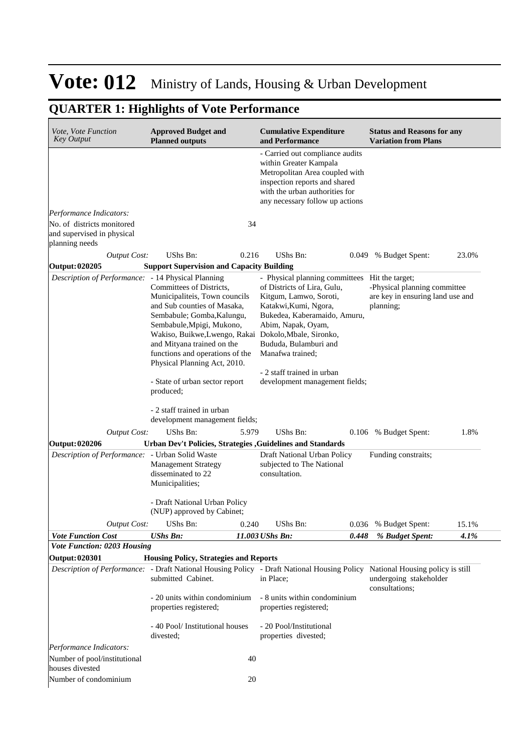// Vote: 012 Ministry of Lands, Housing & Urban Development

## QUARTER 1: Highlights of Vote Performance

| *Vote, Vote Function Key Output* | **Approved Budget and Planned outputs** | | **Cumulative Expenditure and Performance** | | **Status and Reasons for any Variation from Plans** | |
|---|---|---|---|---|---|---|
| | | | - Carried out compliance audits within Greater Kampala Metropolitan Area coupled with inspection reports and shared with the urban authorities for any necessary follow up actions | | | |
| *Performance Indicators:* | | | | | | |
| No. of districts monitored and supervised in physical planning needs | | 34 | | | | |
| *Output Cost:* | UShs Bn: | 0.216 | UShs Bn: | 0.049 | % Budget Spent: | 23.0% |
| **Output: 020205** | **Support Supervision and Capacity Building** | | | | | |
| *Description of Performance:* | - 14 Physical Planning Committees of Districts, Municipaliteis, Town councils and Sub counties of Masaka, Sembabule; Gomba,Kalungu, Sembabule,Mpigi, Mukono, Wakiso, Buikwe,Lwengo, Rakai and Mityana trained on the functions and operations of the Physical Planning Act, 2010.<br><br>- State of urban sector report produced;<br><br>- 2 staff trained in urban development management fields; | | - Physical planning committees of Districts of Lira, Gulu, Kitgum, Lamwo, Soroti, Katakwi,Kumi, Ngora, Bukedea, Kaberamaido, Amuru, Abim, Napak, Oyam, Dokolo,Mbale, Sironko, Bududa, Bulamburi and Manafwa trained;<br><br>- 2 staff trained in urban development management fields; | | Hit the target;<br>-Physical planning committee are key in ensuring land use and planning; | |
| *Output Cost:* | UShs Bn: | 5.979 | UShs Bn: | 0.106 | % Budget Spent: | 1.8% |
| **Output: 020206** | **Urban Dev't Policies, Strategies ,Guidelines and Standards** | | | | | |
| *Description of Performance:* | - Urban Solid Waste Management Strategy disseminated to 22 Municipalities;<br><br>- Draft National Urban Policy (NUP) approved by Cabinet; | | Draft National Urban Policy subjected to The National consultation. | | Funding constraits; | |
| *Output Cost:* | UShs Bn: | 0.240 | UShs Bn: | 0.036 | % Budget Spent: | 15.1% |
| ***Vote Function Cost*** | ***UShs Bn:*** | ***11.003*** | ***UShs Bn:*** | ***0.448*** | ***% Budget Spent:*** | ***4.1%*** |
| ***Vote Function: 0203 Housing*** | | | | | | |
| **Output: 020301** | **Housing Policy, Strategies and Reports** | | | | | |
| *Description of Performance:* | - Draft National Housing Policy submitted Cabinet.<br><br>- 20 units within condominium properties registered;<br><br>- 40 Pool/ Institutional houses divested; | | - Draft National Housing Policy in Place;<br><br>- 8 units within condominium properties registered;<br><br>- 20 Pool/Institutional properties divested; | | National Housing policy is still undergoing stakeholder consultations; | |
| *Performance Indicators:* | | | | | | |
| Number of pool/institutional houses divested | | 40 | | | | |
| Number of condominium | | 20 | | | | |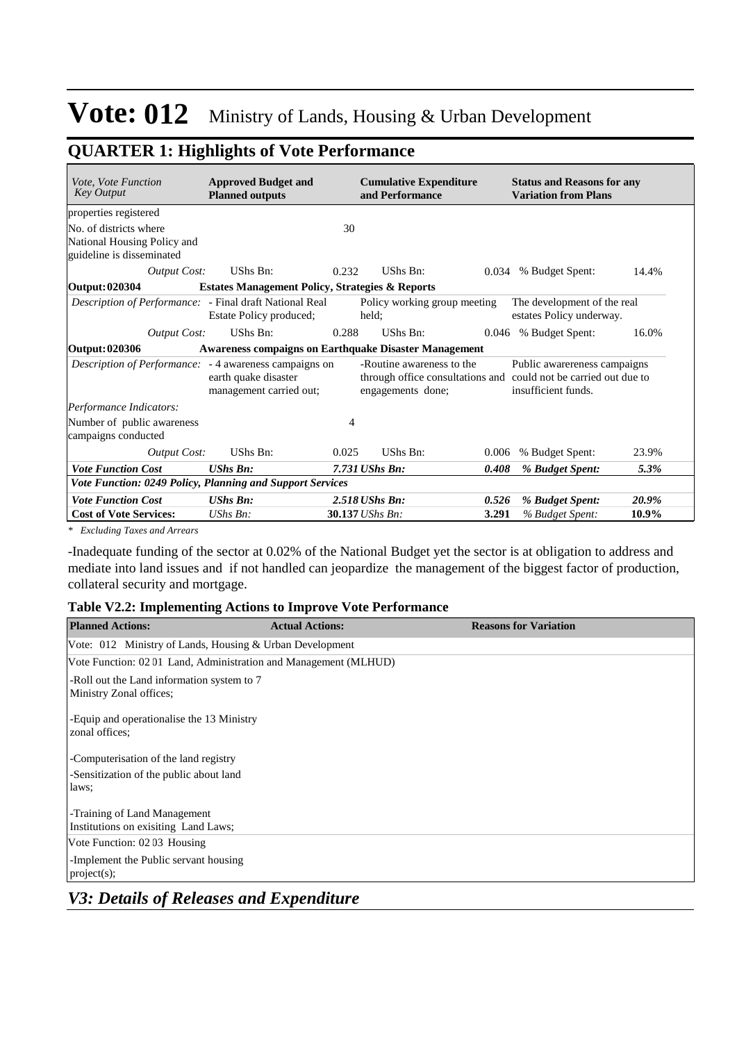# Vote: 012 Ministry of Lands, Housing & Urban Development

## QUARTER 1: Highlights of Vote Performance

| *Vote, Vote Function Key Output* | **Approved Budget and Planned outputs** | | **Cumulative Expenditure and Performance** | | **Status and Reasons for any Variation from Plans** | |
|---|---|---|---|---|---|---|
| properties registered | | | | | | |
| No. of districts where National Housing Policy and guideline is disseminated | | 30 | | | | |
| *Output Cost:* | UShs Bn: | 0.232 | UShs Bn: | 0.034 | % Budget Spent: | 14.4% |
| **Output: 020304** | **Estates Management Policy, Strategies & Reports** | | | | | |
| *Description of Performance:* | - Final draft National Real Estate Policy produced; | | Policy working group meeting held; | | The development of the real estates Policy underway. | |
| *Output Cost:* | UShs Bn: | 0.288 | UShs Bn: | 0.046 | % Budget Spent: | 16.0% |
| **Output: 020306** | **Awareness compaigns on Earthquake Disaster Management** | | | | | |
| *Description of Performance:* | - 4 awareness campaigns on earth quake disaster management carried out; | | -Routine awareness to the through office consultations and engagements done; | | Public awarereness campaigns could not be carried out due to insufficient funds. | |
| *Performance Indicators:* | | | | | | |
| Number of public awareness campaigns conducted | | 4 | | | | |
| *Output Cost:* | UShs Bn: | 0.025 | UShs Bn: | 0.006 | % Budget Spent: | 23.9% |
| ***Vote Function Cost*** | ***UShs Bn:*** | ***7.731*** | ***UShs Bn:*** | ***0.408*** | ***% Budget Spent:*** | ***5.3%*** |
| ***Vote Function: 0249 Policy, Planning and Support Services*** | | | | | | |
| ***Vote Function Cost*** | ***UShs Bn:*** | ***2.518*** | ***UShs Bn:*** | ***0.526*** | ***% Budget Spent:*** | ***20.9%*** |
| **Cost of Vote Services:** | *UShs Bn:* | **30.137** | *UShs Bn:* | **3.291** | *% Budget Spent:* | **10.9%** |

*\* Excluding Taxes and Arrears*

-Inadequate funding of the sector at 0.02% of the National Budget yet the sector is at obligation to address and mediate into land issues and if not handled can jeopardize the management of the biggest factor of production, collateral security and mortgage.

**Table V2.2: Implementing Actions to Improve Vote Performance**

| **Planned Actions:** | **Actual Actions:** | **Reasons for Variation** |
|---|---|---|
| Vote: 012 Ministry of Lands, Housing & Urban Development | | |
| Vote Function: 02 01 Land, Administration and Management (MLHUD) | | |
| -Roll out the Land information system to 7 Ministry Zonal offices;<br><br>-Equip and operationalise the 13 Ministry zonal offices; | | |
| -Computerisation of the land registry | | |
| -Sensitization of the public about land laws;<br><br>-Training of Land Management Institutions on exisiting Land Laws; | | |
| Vote Function: 02 03 Housing | | |
| -Implement the Public servant housing project(s); | | |

## *V3: Details of Releases and Expenditure*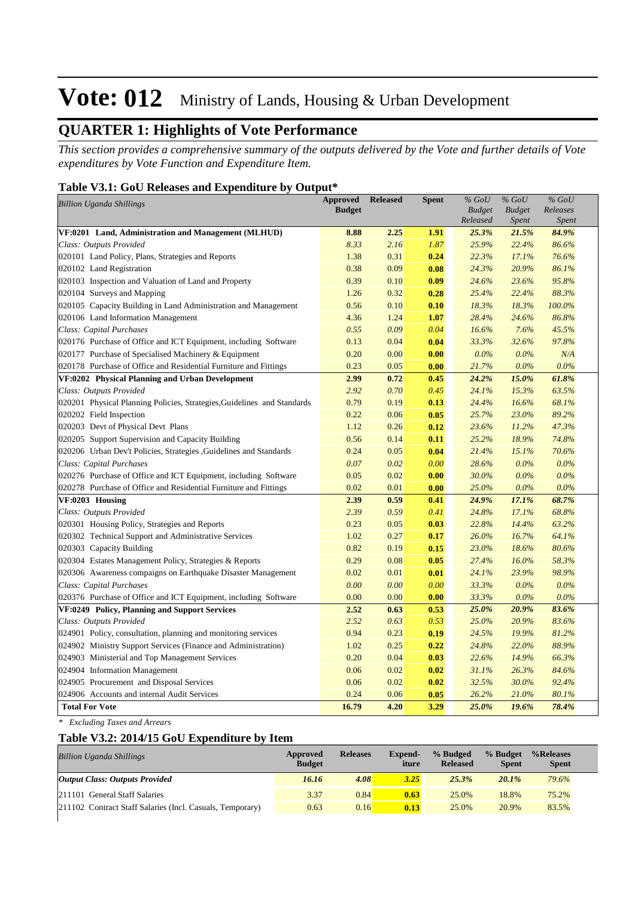# Vote: 012 Ministry of Lands, Housing & Urban Development

## QUARTER 1: Highlights of Vote Performance

*This section provides a comprehensive summary of the outputs delivered by the Vote and further details of Vote expenditures by Vote Function and Expenditure Item.*

### Table V3.1: GoU Releases and Expenditure by Output*

| *Billion Uganda Shillings* | Approved Budget | Released | Spent | *% GoU Budget Released* | *% GoU Budget Spent* | *% GoU Releases Spent* |
|---|---|---|---|---|---|---|
| **VF:0201 Land, Administration and Management (MLHUD)** | **8.88** | **2.25** | **1.91** | ***25.3%*** | ***21.5%*** | ***84.9%*** |
| *Class: Outputs Provided* | *8.33* | *2.16* | *1.87* | *25.9%* | *22.4%* | *86.6%* |
| 020101 Land Policy, Plans, Strategies and Reports | 0.38 | 0.31 | **0.24** | *22.3%* | *17.1%* | *76.6%* |
| 020102 Land Registration | 0.38 | 0.09 | **0.08** | *24.3%* | *20.9%* | *86.1%* |
| 020103 Inspection and Valuation of Land and Property | 0.39 | 0.10 | **0.09** | *24.6%* | *23.6%* | *95.8%* |
| 020104 Surveys and Mapping | 1.26 | 0.32 | **0.28** | *25.4%* | *22.4%* | *88.3%* |
| 020105 Capacity Building in Land Administration and Management | 0.56 | 0.10 | **0.10** | *18.3%* | *18.3%* | *100.0%* |
| 020106 Land Information Management | 4.36 | 1.24 | **1.07** | *28.4%* | *24.6%* | *86.8%* |
| *Class: Capital Purchases* | *0.55* | *0.09* | *0.04* | *16.6%* | *7.6%* | *45.5%* |
| 020176 Purchase of Office and ICT Equipment, including Software | 0.13 | 0.04 | **0.04** | *33.3%* | *32.6%* | *97.8%* |
| 020177 Purchase of Specialised Machinery & Equipment | 0.20 | 0.00 | **0.00** | *0.0%* | *0.0%* | *N/A* |
| 020178 Purchase of Office and Residential Furniture and Fittings | 0.23 | 0.05 | **0.00** | *21.7%* | *0.0%* | *0.0%* |
| **VF:0202 Physical Planning and Urban Development** | **2.99** | **0.72** | **0.45** | ***24.2%*** | ***15.0%*** | ***61.8%*** |
| *Class: Outputs Provided* | *2.92* | *0.70* | *0.45* | *24.1%* | *15.3%* | *63.5%* |
| 020201 Physical Planning Policies, Strategies,Guidelines and Standards | 0.79 | 0.19 | **0.13** | *24.4%* | *16.6%* | *68.1%* |
| 020202 Field Inspection | 0.22 | 0.06 | **0.05** | *25.7%* | *23.0%* | *89.2%* |
| 020203 Devt of Physical Devt Plans | 1.12 | 0.26 | **0.12** | *23.6%* | *11.2%* | *47.3%* |
| 020205 Support Supervision and Capacity Building | 0.56 | 0.14 | **0.11** | *25.2%* | *18.9%* | *74.8%* |
| 020206 Urban Dev't Policies, Strategies ,Guidelines and Standards | 0.24 | 0.05 | **0.04** | *21.4%* | *15.1%* | *70.6%* |
| *Class: Capital Purchases* | *0.07* | *0.02* | *0.00* | *28.6%* | *0.0%* | *0.0%* |
| 020276 Purchase of Office and ICT Equipment, including Software | 0.05 | 0.02 | **0.00** | *30.0%* | *0.0%* | *0.0%* |
| 020278 Purchase of Office and Residential Furniture and Fittings | 0.02 | 0.01 | **0.00** | *25.0%* | *0.0%* | *0.0%* |
| **VF:0203 Housing** | **2.39** | **0.59** | **0.41** | ***24.9%*** | ***17.1%*** | ***68.7%*** |
| *Class: Outputs Provided* | *2.39* | *0.59* | *0.41* | *24.8%* | *17.1%* | *68.8%* |
| 020301 Housing Policy, Strategies and Reports | 0.23 | 0.05 | **0.03** | *22.8%* | *14.4%* | *63.2%* |
| 020302 Technical Support and Administrative Services | 1.02 | 0.27 | **0.17** | *26.0%* | *16.7%* | *64.1%* |
| 020303 Capacity Building | 0.82 | 0.19 | **0.15** | *23.0%* | *18.6%* | *80.6%* |
| 020304 Estates Management Policy, Strategies & Reports | 0.29 | 0.08 | **0.05** | *27.4%* | *16.0%* | *58.3%* |
| 020306 Awareness compaigns on Earthquake Disaster Management | 0.02 | 0.01 | **0.01** | *24.1%* | *23.9%* | *98.9%* |
| *Class: Capital Purchases* | *0.00* | *0.00* | *0.00* | *33.3%* | *0.0%* | *0.0%* |
| 020376 Purchase of Office and ICT Equipment, including Software | 0.00 | 0.00 | **0.00** | *33.3%* | *0.0%* | *0.0%* |
| **VF:0249 Policy, Planning and Support Services** | **2.52** | **0.63** | **0.53** | ***25.0%*** | ***20.9%*** | ***83.6%*** |
| *Class: Outputs Provided* | *2.52* | *0.63* | *0.53* | *25.0%* | *20.9%* | *83.6%* |
| 024901 Policy, consultation, planning and monitoring services | 0.94 | 0.23 | **0.19** | *24.5%* | *19.9%* | *81.2%* |
| 024902 Ministry Support Services (Finance and Administration) | 1.02 | 0.25 | **0.22** | *24.8%* | *22.0%* | *88.9%* |
| 024903 Ministerial and Top Management Services | 0.20 | 0.04 | **0.03** | *22.6%* | *14.9%* | *66.3%* |
| 024904 Information Management | 0.06 | 0.02 | **0.02** | *31.1%* | *26.3%* | *84.6%* |
| 024905 Procurement and Disposal Services | 0.06 | 0.02 | **0.02** | *32.5%* | *30.0%* | *92.4%* |
| 024906 Accounts and internal Audit Services | 0.24 | 0.06 | **0.05** | *26.2%* | *21.0%* | *80.1%* |
| **Total For Vote** | **16.79** | **4.20** | **3.29** | ***25.0%*** | ***19.6%*** | ***78.4%*** |

*\* Excluding Taxes and Arrears*

### Table V3.2: 2014/15 GoU Expenditure by Item

| *Billion Uganda Shillings* | Approved Budget | Releases | Expend-iture | % Budged Released | % Budget Spent | %Releases Spent |
|---|---|---|---|---|---|---|
| ***Output Class: Outputs Provided*** | ***16.16*** | ***4.08*** | ***3.25*** | ***25.3%*** | ***20.1%*** | *79.6%* |
| 211101 General Staff Salaries | 3.37 | 0.84 | **0.63** | 25.0% | 18.8% | 75.2% |
| 211102 Contract Staff Salaries (Incl. Casuals, Temporary) | 0.63 | 0.16 | **0.13** | 25.0% | 20.9% | 83.5% |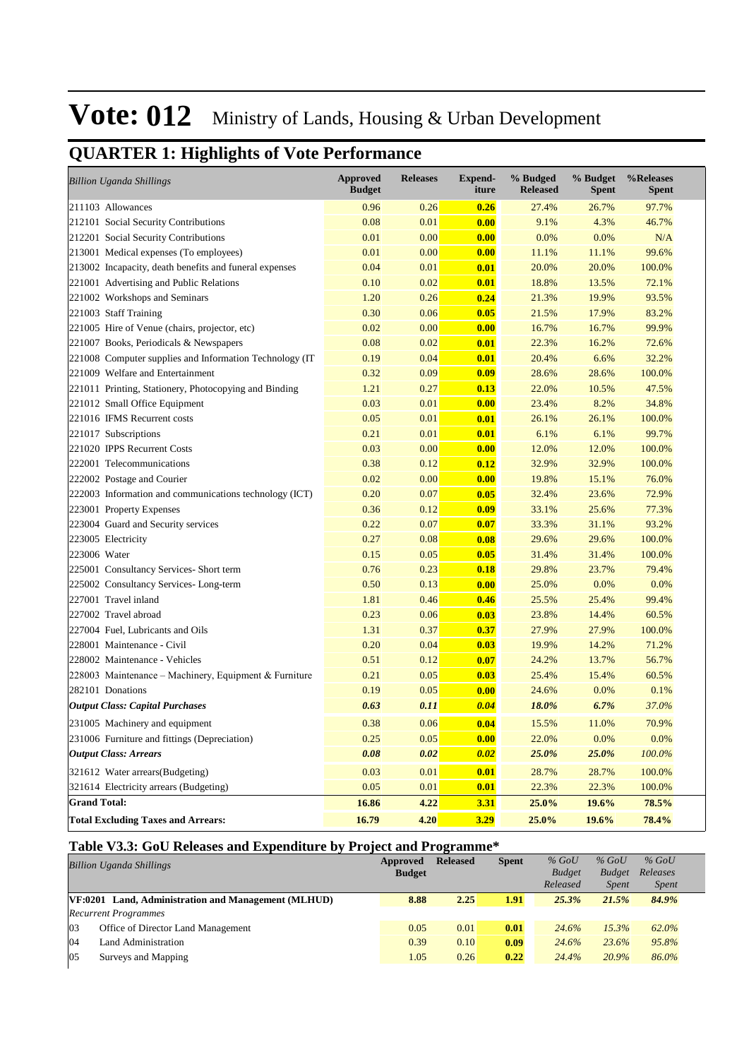# Vote: 012 Ministry of Lands, Housing & Urban Development

## QUARTER 1: Highlights of Vote Performance

| *Billion Uganda Shillings* | Approved Budget | Releases | Expend-iture | % Budged Released | % Budget Spent | %Releases Spent |
|---|---|---|---|---|---|---|
| 211103 Allowances | 0.96 | 0.26 | 0.26 | 27.4% | 26.7% | 97.7% |
| 212101 Social Security Contributions | 0.08 | 0.01 | 0.00 | 9.1% | 4.3% | 46.7% |
| 212201 Social Security Contributions | 0.01 | 0.00 | 0.00 | 0.0% | 0.0% | N/A |
| 213001 Medical expenses (To employees) | 0.01 | 0.00 | 0.00 | 11.1% | 11.1% | 99.6% |
| 213002 Incapacity, death benefits and funeral expenses | 0.04 | 0.01 | 0.01 | 20.0% | 20.0% | 100.0% |
| 221001 Advertising and Public Relations | 0.10 | 0.02 | 0.01 | 18.8% | 13.5% | 72.1% |
| 221002 Workshops and Seminars | 1.20 | 0.26 | 0.24 | 21.3% | 19.9% | 93.5% |
| 221003 Staff Training | 0.30 | 0.06 | 0.05 | 21.5% | 17.9% | 83.2% |
| 221005 Hire of Venue (chairs, projector, etc) | 0.02 | 0.00 | 0.00 | 16.7% | 16.7% | 99.9% |
| 221007 Books, Periodicals & Newspapers | 0.08 | 0.02 | 0.01 | 22.3% | 16.2% | 72.6% |
| 221008 Computer supplies and Information Technology (IT | 0.19 | 0.04 | 0.01 | 20.4% | 6.6% | 32.2% |
| 221009 Welfare and Entertainment | 0.32 | 0.09 | 0.09 | 28.6% | 28.6% | 100.0% |
| 221011 Printing, Stationery, Photocopying and Binding | 1.21 | 0.27 | 0.13 | 22.0% | 10.5% | 47.5% |
| 221012 Small Office Equipment | 0.03 | 0.01 | 0.00 | 23.4% | 8.2% | 34.8% |
| 221016 IFMS Recurrent costs | 0.05 | 0.01 | 0.01 | 26.1% | 26.1% | 100.0% |
| 221017 Subscriptions | 0.21 | 0.01 | 0.01 | 6.1% | 6.1% | 99.7% |
| 221020 IPPS Recurrent Costs | 0.03 | 0.00 | 0.00 | 12.0% | 12.0% | 100.0% |
| 222001 Telecommunications | 0.38 | 0.12 | 0.12 | 32.9% | 32.9% | 100.0% |
| 222002 Postage and Courier | 0.02 | 0.00 | 0.00 | 19.8% | 15.1% | 76.0% |
| 222003 Information and communications technology (ICT) | 0.20 | 0.07 | 0.05 | 32.4% | 23.6% | 72.9% |
| 223001 Property Expenses | 0.36 | 0.12 | 0.09 | 33.1% | 25.6% | 77.3% |
| 223004 Guard and Security services | 0.22 | 0.07 | 0.07 | 33.3% | 31.1% | 93.2% |
| 223005 Electricity | 0.27 | 0.08 | 0.08 | 29.6% | 29.6% | 100.0% |
| 223006 Water | 0.15 | 0.05 | 0.05 | 31.4% | 31.4% | 100.0% |
| 225001 Consultancy Services- Short term | 0.76 | 0.23 | 0.18 | 29.8% | 23.7% | 79.4% |
| 225002 Consultancy Services- Long-term | 0.50 | 0.13 | 0.00 | 25.0% | 0.0% | 0.0% |
| 227001 Travel inland | 1.81 | 0.46 | 0.46 | 25.5% | 25.4% | 99.4% |
| 227002 Travel abroad | 0.23 | 0.06 | 0.03 | 23.8% | 14.4% | 60.5% |
| 227004 Fuel, Lubricants and Oils | 1.31 | 0.37 | 0.37 | 27.9% | 27.9% | 100.0% |
| 228001 Maintenance - Civil | 0.20 | 0.04 | 0.03 | 19.9% | 14.2% | 71.2% |
| 228002 Maintenance - Vehicles | 0.51 | 0.12 | 0.07 | 24.2% | 13.7% | 56.7% |
| 228003 Maintenance – Machinery, Equipment & Furniture | 0.21 | 0.05 | 0.03 | 25.4% | 15.4% | 60.5% |
| 282101 Donations | 0.19 | 0.05 | 0.00 | 24.6% | 0.0% | 0.1% |
| ***Output Class: Capital Purchases*** | ***0.63*** | ***0.11*** | ***0.04*** | ***18.0%*** | ***6.7%*** | *37.0%* |
| 231005 Machinery and equipment | 0.38 | 0.06 | 0.04 | 15.5% | 11.0% | 70.9% |
| 231006 Furniture and fittings (Depreciation) | 0.25 | 0.05 | 0.00 | 22.0% | 0.0% | 0.0% |
| ***Output Class: Arrears*** | ***0.08*** | ***0.02*** | ***0.02*** | ***25.0%*** | ***25.0%*** | *100.0%* |
| 321612 Water arrears(Budgeting) | 0.03 | 0.01 | 0.01 | 28.7% | 28.7% | 100.0% |
| 321614 Electricity arrears (Budgeting) | 0.05 | 0.01 | 0.01 | 22.3% | 22.3% | 100.0% |
| **Grand Total:** | **16.86** | **4.22** | **3.31** | **25.0%** | **19.6%** | **78.5%** |
| **Total Excluding Taxes and Arrears:** | **16.79** | **4.20** | **3.29** | **25.0%** | **19.6%** | **78.4%** |

### Table V3.3: GoU Releases and Expenditure by Project and Programme*

| *Billion Uganda Shillings* | Approved Budget | Released | Spent | *% GoU Budget Released* | *% GoU Budget Spent* | *% GoU Releases Spent* |
|---|---|---|---|---|---|---|
| **VF:0201 Land, Administration and Management (MLHUD)** | **8.88** | **2.25** | **1.91** | ***25.3%*** | ***21.5%*** | ***84.9%*** |
| *Recurrent Programmes* | | | | | | |
| 03 Office of Director Land Management | 0.05 | 0.01 | 0.01 | *24.6%* | *15.3%* | *62.0%* |
| 04 Land Administration | 0.39 | 0.10 | 0.09 | *24.6%* | *23.6%* | *95.8%* |
| 05 Surveys and Mapping | 1.05 | 0.26 | 0.22 | *24.4%* | *20.9%* | *86.0%* |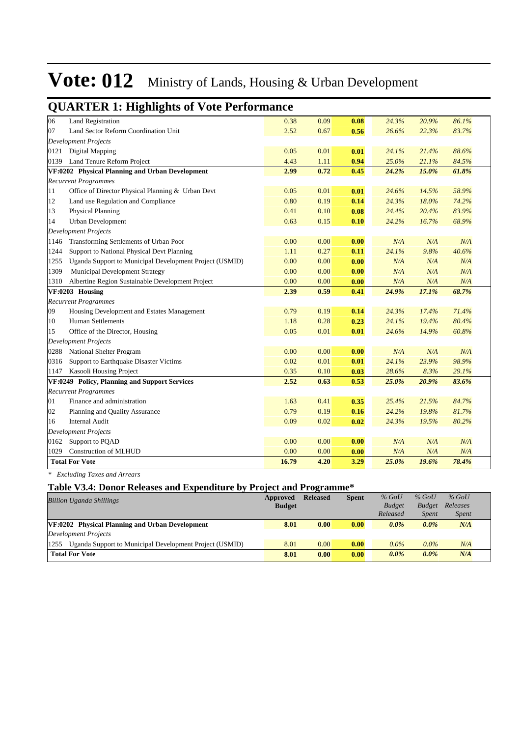# Vote: 012 Ministry of Lands, Housing & Urban Development

## QUARTER 1: Highlights of Vote Performance

| | | | | | | | |
|---|---|---|---|---|---|---|---|
| 06 | Land Registration | 0.38 | 0.09 | **0.08** | *24.3%* | *20.9%* | *86.1%* |
| 07 | Land Sector Reform Coordination Unit | 2.52 | 0.67 | **0.56** | *26.6%* | *22.3%* | *83.7%* |
| *Development Projects* | | | | | | | |
| 0121 | Digital Mapping | 0.05 | 0.01 | **0.01** | *24.1%* | *21.4%* | *88.6%* |
| 0139 | Land Tenure Reform Project | 4.43 | 1.11 | **0.94** | *25.0%* | *21.1%* | *84.5%* |
| **VF:0202 Physical Planning and Urban Development** | | **2.99** | **0.72** | **0.45** | ***24.2%*** | ***15.0%*** | ***61.8%*** |
| *Recurrent Programmes* | | | | | | | |
| 11 | Office of Director Physical Planning & Urban Devt | 0.05 | 0.01 | **0.01** | *24.6%* | *14.5%* | *58.9%* |
| 12 | Land use Regulation and Compliance | 0.80 | 0.19 | **0.14** | *24.3%* | *18.0%* | *74.2%* |
| 13 | Physical Planning | 0.41 | 0.10 | **0.08** | *24.4%* | *20.4%* | *83.9%* |
| 14 | Urban Development | 0.63 | 0.15 | **0.10** | *24.2%* | *16.7%* | *68.9%* |
| *Development Projects* | | | | | | | |
| 1146 | Transforming Settlements of Urban Poor | 0.00 | 0.00 | **0.00** | *N/A* | *N/A* | *N/A* |
| 1244 | Support to National Physical Devt Planning | 1.11 | 0.27 | **0.11** | *24.1%* | *9.8%* | *40.6%* |
| 1255 | Uganda Support to Municipal Development Project (USMID) | 0.00 | 0.00 | **0.00** | *N/A* | *N/A* | *N/A* |
| 1309 | Municipal Development Strategy | 0.00 | 0.00 | **0.00** | *N/A* | *N/A* | *N/A* |
| 1310 | Albertine Region Sustainable Development Project | 0.00 | 0.00 | **0.00** | *N/A* | *N/A* | *N/A* |
| **VF:0203 Housing** | | **2.39** | **0.59** | **0.41** | ***24.9%*** | ***17.1%*** | ***68.7%*** |
| *Recurrent Programmes* | | | | | | | |
| 09 | Housing Development and Estates Management | 0.79 | 0.19 | **0.14** | *24.3%* | *17.4%* | *71.4%* |
| 10 | Human Settlements | 1.18 | 0.28 | **0.23** | *24.1%* | *19.4%* | *80.4%* |
| 15 | Office of the Director, Housing | 0.05 | 0.01 | **0.01** | *24.6%* | *14.9%* | *60.8%* |
| *Development Projects* | | | | | | | |
| 0288 | National Shelter Program | 0.00 | 0.00 | **0.00** | *N/A* | *N/A* | *N/A* |
| 0316 | Support to Earthquake Disaster Victims | 0.02 | 0.01 | **0.01** | *24.1%* | *23.9%* | *98.9%* |
| 1147 | Kasooli Housing Project | 0.35 | 0.10 | **0.03** | *28.6%* | *8.3%* | *29.1%* |
| **VF:0249 Policy, Planning and Support Services** | | **2.52** | **0.63** | **0.53** | ***25.0%*** | ***20.9%*** | ***83.6%*** |
| *Recurrent Programmes* | | | | | | | |
| 01 | Finance and administration | 1.63 | 0.41 | **0.35** | *25.4%* | *21.5%* | *84.7%* |
| 02 | Planning and Quality Assurance | 0.79 | 0.19 | **0.16** | *24.2%* | *19.8%* | *81.7%* |
| 16 | Internal Audit | 0.09 | 0.02 | **0.02** | *24.3%* | *19.5%* | *80.2%* |
| *Development Projects* | | | | | | | |
| 0162 | Support to PQAD | 0.00 | 0.00 | **0.00** | *N/A* | *N/A* | *N/A* |
| 1029 | Construction of MLHUD | 0.00 | 0.00 | **0.00** | *N/A* | *N/A* | *N/A* |
| **Total For Vote** | | **16.79** | **4.20** | **3.29** | ***25.0%*** | ***19.6%*** | ***78.4%*** |

*\* Excluding Taxes and Arrears*

### Table V3.4: Donor Releases and Expenditure by Project and Programme*

| *Billion Uganda Shillings* | | Approved Budget | Released | Spent | *% GoU Budget Released* | *% GoU Budget Spent* | *% GoU Releases Spent* |
|---|---|---|---|---|---|---|---|
| **VF:0202 Physical Planning and Urban Development** | | **8.01** | **0.00** | **0.00** | ***0.0%*** | ***0.0%*** | ***N/A*** |
| *Development Projects* | | | | | | | |
| 1255 | Uganda Support to Municipal Development Project (USMID) | 8.01 | 0.00 | **0.00** | *0.0%* | *0.0%* | *N/A* |
| **Total For Vote** | | **8.01** | **0.00** | **0.00** | ***0.0%*** | ***0.0%*** | ***N/A*** |